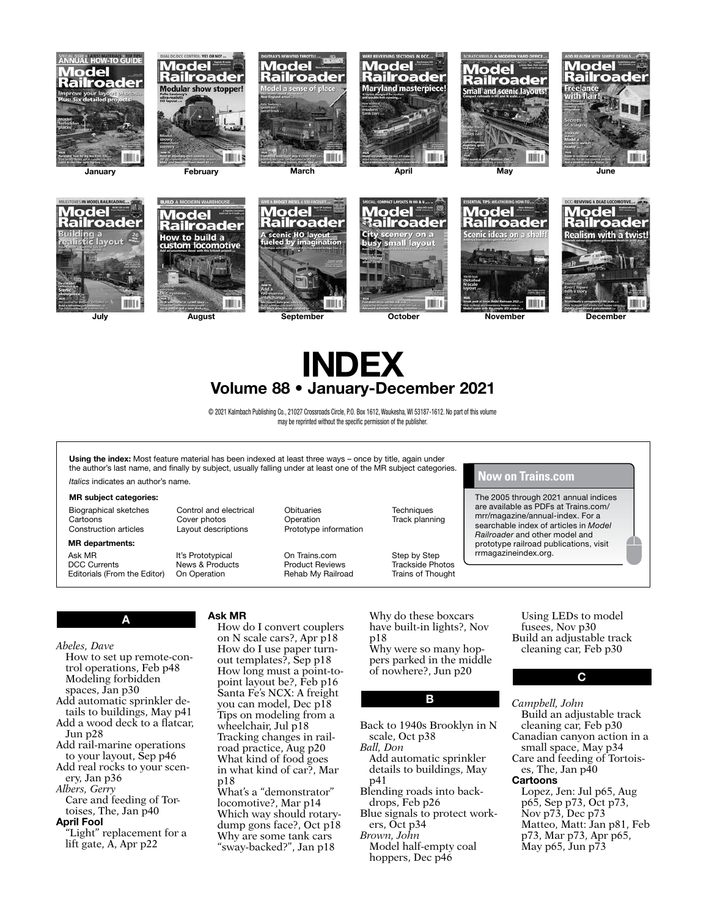January February March April May June

July August September October November December

# INDEX

## Volume 88 • January-December 2021

© 2021 Kalmbach Publishing Co., 21027 Crossroads Circle, P.O. Box 1612, Waukesha, WI 53187-1612. No part of this volume may be reprinted without the specific permission of the publisher.

**Using the index:** Most feature material has been indexed at least three ways – once by title, again under the author's last name, and finally by subject, usually falling under at least one of the MR subject categories.

*Italics* indicates an author's name.

**MR subject categories:**

Biographical sketches
Cartoons
Construction articles
Control and electrical
Cover photos
Layout descriptions
Obituaries
Operation
Prototype information
Techniques
Track planning

**MR departments:**

Ask MR
DCC Currents
Editorials (From the Editor)
It's Prototypical
News & Products
On Operation
On Trains.com
Product Reviews
Rehab My Railroad
Step by Step
Trackside Photos
Trains of Thought

**Now on Trains.com**

The 2005 through 2021 annual indices are available as PDFs at Trains.com/mrr/magazine/annual-index. For a searchable index of articles in *Model Railroader* and other model and prototype railroad publications, visit rrmagazineindex.org.

### A

*Abeles, Dave*
How to set up remote-control operations, Feb p48
Modeling forbidden spaces, Jan p30
Add automatic sprinkler details to buildings, May p41
Add a wood deck to a flatcar, Jun p28
Add rail-marine operations to your layout, Sep p46
Add real rocks to your scenery, Jan p36
*Albers, Gerry*
Care and feeding of Tortoises, The, Jan p40
**April Fool**
"Light" replacement for a lift gate, A, Apr p22
**Ask MR**
How do I convert couplers on N scale cars?, Apr p18
How do I use paper turnout templates?, Sep p18
How long must a point-to-point layout be?, Feb p16
Santa Fe's NCX: A freight you can model, Dec p18
Tips on modeling from a wheelchair, Jul p18
Tracking changes in railroad practice, Aug p20
What kind of food goes in what kind of car?, Mar p18
What's a "demonstrator" locomotive?, Mar p14
Which way should rotary-dump gons face?, Oct p18
Why are some tank cars "sway-backed?", Jan p18
Why do these boxcars have built-in lights?, Nov p18
Why were so many hoppers parked in the middle of nowhere?, Jun p20
Using LEDs to model fusees, Nov p30
Build an adjustable track cleaning car, Feb p30

### B

Back to 1940s Brooklyn in N scale, Oct p38
*Ball, Don*
Add automatic sprinkler details to buildings, May p41
Blending roads into backdrops, Feb p26
Blue signals to protect workers, Oct p34
*Brown, John*
Model half-empty coal hoppers, Dec p46

### C

*Campbell, John*
Build an adjustable track cleaning car, Feb p30
Canadian canyon action in a small space, May p34
Care and feeding of Tortoises, The, Jan p40
**Cartoons**
Lopez, Jen: Jul p65, Aug p65, Sep p73, Oct p73, Nov p73, Dec p73
Matteo, Matt: Jan p81, Feb p73, Mar p73, Apr p65, May p65, Jun p73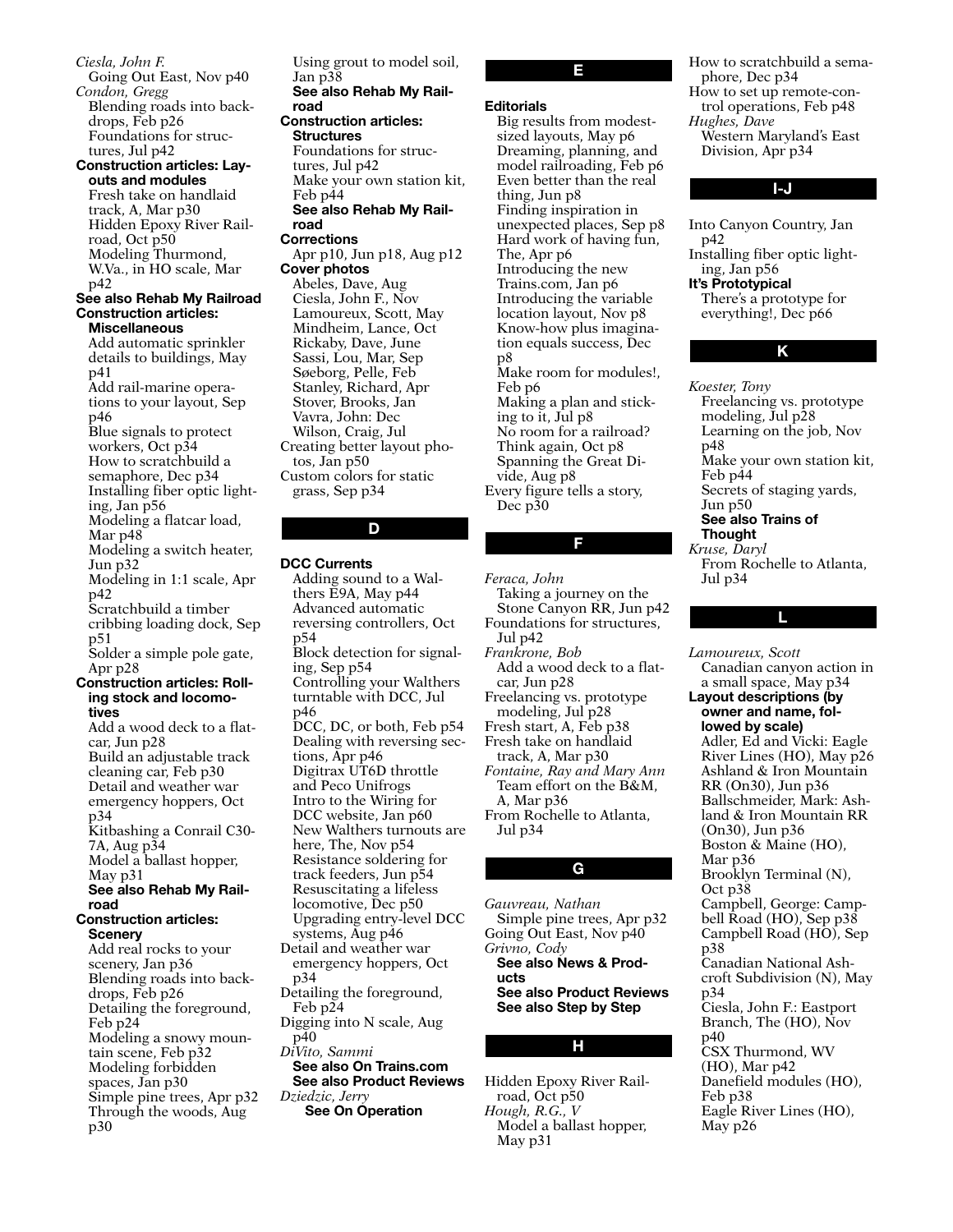*Ciesla, John F.*
Going Out East, Nov p40

*Condon, Gregg*
Blending roads into backdrops, Feb p26
Foundations for structures, Jul p42

**Construction articles: Layouts and modules**
Fresh take on handlaid track, A, Mar p30
Hidden Epoxy River Railroad, Oct p50
Modeling Thurmond, W.Va., in HO scale, Mar p42
**See also Rehab My Railroad**

**Construction articles: Miscellaneous**
Add automatic sprinkler details to buildings, May p41
Add rail-marine operations to your layout, Sep p46
Blue signals to protect workers, Oct p34
How to scratchbuild a semaphore, Dec p34
Installing fiber optic lighting, Jan p56
Modeling a flatcar load, Mar p48
Modeling a switch heater, Jun p32
Modeling in 1:1 scale, Apr p42
Scratchbuild a timber cribbing loading dock, Sep p51
Solder a simple pole gate, Apr p28

**Construction articles: Rolling stock and locomotives**
Add a wood deck to a flatcar, Jun p28
Build an adjustable track cleaning car, Feb p30
Detail and weather war emergency hoppers, Oct p34
Kitbashing a Conrail C30-7A, Aug p34
Model a ballast hopper, May p31
**See also Rehab My Railroad**

**Construction articles: Scenery**
Add real rocks to your scenery, Jan p36
Blending roads into backdrops, Feb p26
Detailing the foreground, Feb p24
Modeling a snowy mountain scene, Feb p32
Modeling forbidden spaces, Jan p30
Simple pine trees, Apr p32
Through the woods, Aug p30
Using grout to model soil, Jan p38
**See also Rehab My Railroad**

**Construction articles: Structures**
Foundations for structures, Jul p42
Make your own station kit, Feb p44
**See also Rehab My Railroad**

**Corrections**
Apr p10, Jun p18, Aug p12

**Cover photos**
Abeles, Dave, Aug
Ciesla, John F., Nov
Lamoureux, Scott, May
Mindheim, Lance, Oct
Rickaby, Dave, June
Sassi, Lou, Mar, Sep
Søeborg, Pelle, Feb
Stanley, Richard, Apr
Stover, Brooks, Jan
Vavra, John: Dec
Wilson, Craig, Jul

Creating better layout photos, Jan p50
Custom colors for static grass, Sep p34

## D

**DCC Currents**
Adding sound to a Walthers E9A, May p44
Advanced automatic reversing controllers, Oct p54
Block detection for signaling, Sep p54
Controlling your Walthers turntable with DCC, Jul p46
DCC, DC, or both, Feb p54
Dealing with reversing sections, Apr p46
Digitrax UT6D throttle and Peco Unifrogs
Intro to the Wiring for DCC website, Jan p60
New Walthers turnouts are here, The, Nov p54
Resistance soldering for track feeders, Jun p54
Resuscitating a lifeless locomotive, Dec p50
Upgrading entry-level DCC systems, Aug p46

Detail and weather war emergency hoppers, Oct p34
Detailing the foreground, Feb p24
Digging into N scale, Aug p40

*DiVito, Sammi*
**See also On Trains.com**
**See also Product Reviews**

*Dziedzic, Jerry*
**See On Operation**

## E

**Editorials**
Big results from modest-sized layouts, May p6
Dreaming, planning, and model railroading, Feb p6
Even better than the real thing, Jun p8
Finding inspiration in unexpected places, Sep p8
Hard work of having fun, The, Apr p6
Introducing the new Trains.com, Jan p6
Introducing the variable location layout, Nov p8
Know-how plus imagination equals success, Dec p8
Make room for modules!, Feb p6
Making a plan and sticking to it, Jul p8
No room for a railroad? Think again, Oct p8
Spanning the Great Divide, Aug p8

Every figure tells a story, Dec p30

## F

*Feraca, John*
Taking a journey on the Stone Canyon RR, Jun p42

Foundations for structures, Jul p42

*Frankrone, Bob*
Add a wood deck to a flatcar, Jun p28

Freelancing vs. prototype modeling, Jul p28
Fresh start, A, Feb p38
Fresh take on handlaid track, A, Mar p30

*Fontaine, Ray and Mary Ann*
Team effort on the B&M, A, Mar p36

From Rochelle to Atlanta, Jul p34

## G

*Gauvreau, Nathan*
Simple pine trees, Apr p32

Going Out East, Nov p40

*Grivno, Cody*
**See also News & Products**
**See also Product Reviews**
**See also Step by Step**

## H

Hidden Epoxy River Railroad, Oct p50

*Hough, R.G., V*
Model a ballast hopper, May p31

How to scratchbuild a semaphore, Dec p34
How to set up remote-control operations, Feb p48

*Hughes, Dave*
Western Maryland's East Division, Apr p34

## I-J

Into Canyon Country, Jan p42
Installing fiber optic lighting, Jan p56

**It's Prototypical**
There's a prototype for everything!, Dec p66

## K

*Koester, Tony*
Freelancing vs. prototype modeling, Jul p28
Learning on the job, Nov p48
Make your own station kit, Feb p44
Secrets of staging yards, Jun p50
**See also Trains of Thought**

*Kruse, Daryl*
From Rochelle to Atlanta, Jul p34

## L

*Lamoureux, Scott*
Canadian canyon action in a small space, May p34

**Layout descriptions (by owner and name, followed by scale)**
Adler, Ed and Vicki: Eagle River Lines (HO), May p26
Ashland & Iron Mountain RR (On30), Jun p36
Ballschmeider, Mark: Ashland & Iron Mountain RR (On30), Jun p36
Boston & Maine (HO), Mar p36
Brooklyn Terminal (N), Oct p38
Campbell, George: Campbell Road (HO), Sep p38
Campbell Road (HO), Sep p38
Canadian National Ashcroft Subdivision (N), May p34
Ciesla, John F.: Eastport Branch, The (HO), Nov p40
CSX Thurmond, WV (HO), Mar p42
Danefield modules (HO), Feb p38
Eagle River Lines (HO), May p26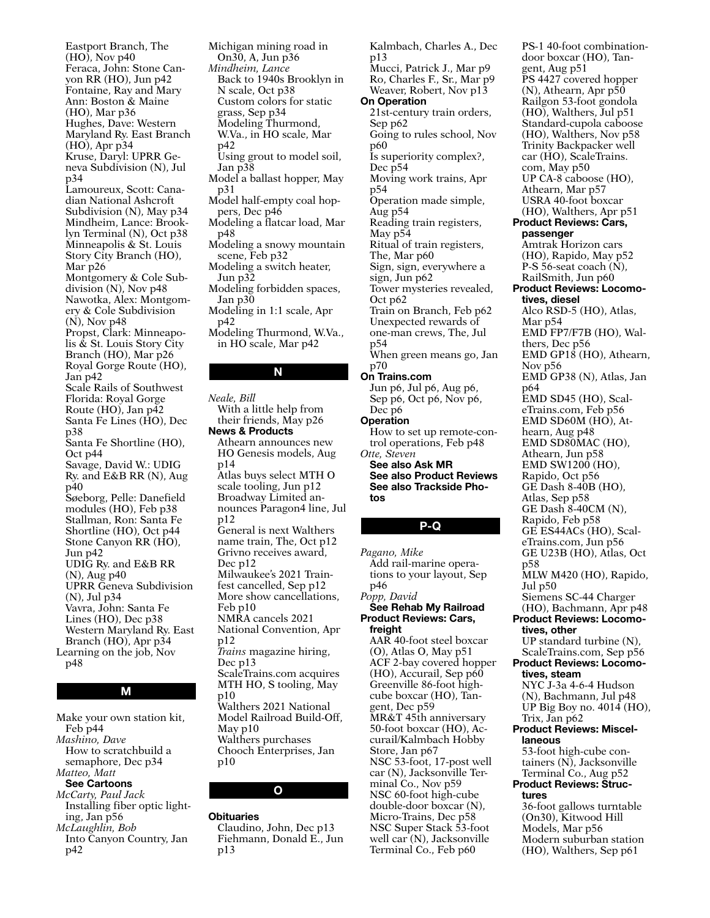Eastport Branch, The (HO), Nov p40
Feraca, John: Stone Canyon RR (HO), Jun p42
Fontaine, Ray and Mary Ann: Boston & Maine (HO), Mar p36
Hughes, Dave: Western Maryland Ry. East Branch (HO), Apr p34
Kruse, Daryl: UPRR Geneva Subdivision (N), Jul p34
Lamoureux, Scott: Canadian National Ashcroft Subdivision (N), May p34
Mindheim, Lance: Brooklyn Terminal (N), Oct p38
Minneapolis & St. Louis Story City Branch (HO), Mar p26
Montgomery & Cole Subdivision (N), Nov p48
Nawotka, Alex: Montgomery & Cole Subdivision (N), Nov p48
Propst, Clark: Minneapolis & St. Louis Story City Branch (HO), Mar p26
Royal Gorge Route (HO), Jan p42
Scale Rails of Southwest Florida: Royal Gorge Route (HO), Jan p42
Santa Fe Lines (HO), Dec p38
Santa Fe Shortline (HO), Oct p44
Savage, David W.: UDIG Ry. and E&B RR (N), Aug p40
Søeborg, Pelle: Danefield modules (HO), Feb p38
Stallman, Ron: Santa Fe Shortline (HO), Oct p44
Stone Canyon RR (HO), Jun p42
UDIG Ry. and E&B RR (N), Aug p40
UPRR Geneva Subdivision (N), Jul p34
Vavra, John: Santa Fe Lines (HO), Dec p38
Western Maryland Ry. East Branch (HO), Apr p34

Learning on the job, Nov p48

## M

Make your own station kit, Feb p44

*Mashino, Dave*
How to scratchbuild a semaphore, Dec p34

*Matteo, Matt*
**See Cartoons**

*McCarty, Paul Jack*
Installing fiber optic lighting, Jan p56

*McLaughlin, Bob*
Into Canyon Country, Jan p42

Michigan mining road in On30, A, Jun p36

*Mindheim, Lance*
Back to 1940s Brooklyn in N scale, Oct p38
Custom colors for static grass, Sep p34
Modeling Thurmond, W.Va., in HO scale, Mar p42
Using grout to model soil, Jan p38

Model a ballast hopper, May p31
Model half-empty coal hoppers, Dec p46
Modeling a flatcar load, Mar p48
Modeling a snowy mountain scene, Feb p32
Modeling a switch heater, Jun p32
Modeling forbidden spaces, Jan p30
Modeling in 1:1 scale, Apr p42
Modeling Thurmond, W.Va., in HO scale, Mar p42

## N

*Neale, Bill*
With a little help from their friends, May p26

**News & Products**
Athearn announces new HO Genesis models, Aug p14
Atlas buys select MTH O scale tooling, Jun p12
Broadway Limited announces Paragon4 line, Jul p12
General is next Walthers name train, The, Oct p12
Grivno receives award, Dec p12
Milwaukee's 2021 Trainfest cancelled, Sep p12
More show cancellations, Feb p10
NMRA cancels 2021 National Convention, Apr p12
*Trains* magazine hiring, Dec p13
ScaleTrains.com acquires MTH HO, S tooling, May p10
Walthers 2021 National Model Railroad Build-Off, May p10
Walthers purchases Chooch Enterprises, Jan p10

## O

**Obituaries**
Claudino, John, Dec p13
Fiehmann, Donald E., Jun p13
Kalmbach, Charles A., Dec p13
Mucci, Patrick J., Mar p9
Ro, Charles F., Sr., Mar p9
Weaver, Robert, Nov p13

**On Operation**
21st-century train orders, Sep p62
Going to rules school, Nov p60
Is superiority complex?, Dec p54
Moving work trains, Apr p54
Operation made simple, Aug p54
Reading train registers, May p54
Ritual of train registers, The, Mar p60
Sign, sign, everywhere a sign, Jun p62
Tower mysteries revealed, Oct p62
Train on Branch, Feb p62
Unexpected rewards of one-man crews, The, Jul p54
When green means go, Jan p70

**On Trains.com**
Jun p6, Jul p6, Aug p6, Sep p6, Oct p6, Nov p6, Dec p6

**Operation**
How to set up remote-control operations, Feb p48

*Otte, Steven*
**See also Ask MR**
**See also Product Reviews**
**See also Trackside Photos**

## P-Q

*Pagano, Mike*
Add rail-marine operations to your layout, Sep p46

*Popp, David*
**See Rehab My Railroad**

**Product Reviews: Cars, freight**
AAR 40-foot steel boxcar (O), Atlas O, May p51
ACF 2-bay covered hopper (HO), Accurail, Sep p60
Greenville 86-foot high-cube boxcar (HO), Tangent, Dec p59
MR&T 45th anniversary 50-foot boxcar (HO), Accurail/Kalmbach Hobby Store, Jan p67
NSC 53-foot, 17-post well car (N), Jacksonville Terminal Co., Nov p59
NSC 60-foot high-cube double-door boxcar (N), Micro-Trains, Dec p58
NSC Super Stack 53-foot well car (N), Jacksonville Terminal Co., Feb p60
PS-1 40-foot combination-door boxcar (HO), Tangent, Aug p51
PS 4427 covered hopper (N), Athearn, Apr p50
Railgon 53-foot gondola (HO), Walthers, Jul p51
Standard-cupola caboose (HO), Walthers, Nov p58
Trinity Backpacker well car (HO), ScaleTrains.com, May p50
UP CA-8 caboose (HO), Athearn, Mar p57
USRA 40-foot boxcar (HO), Walthers, Apr p51

**Product Reviews: Cars, passenger**
Amtrak Horizon cars (HO), Rapido, May p52
P-S 56-seat coach (N), RailSmith, Jun p60

**Product Reviews: Locomotives, diesel**
Alco RSD-5 (HO), Atlas, Mar p54
EMD FP7/F7B (HO), Walthers, Dec p56
EMD GP18 (HO), Athearn, Nov p56
EMD GP38 (N), Atlas, Jan p64
EMD SD45 (HO), ScaleTrains.com, Feb p56
EMD SD60M (HO), Athearn, Aug p48
EMD SD80MAC (HO), Athearn, Jun p58
EMD SW1200 (HO), Rapido, Oct p56
GE Dash 8-40B (HO), Atlas, Sep p58
GE Dash 8-40CM (N), Rapido, Feb p58
GE ES44ACs (HO), ScaleTrains.com, Jun p56
GE U23B (HO), Atlas, Oct p58
MLW M420 (HO), Rapido, Jul p50
Siemens SC-44 Charger (HO), Bachmann, Apr p48

**Product Reviews: Locomotives, other**
UP standard turbine (N), ScaleTrains.com, Sep p56

**Product Reviews: Locomotives, steam**
NYC J-3a 4-6-4 Hudson (N), Bachmann, Jul p48
UP Big Boy no. 4014 (HO), Trix, Jan p62

**Product Reviews: Miscellaneous**
53-foot high-cube containers (N), Jacksonville Terminal Co., Aug p52

**Product Reviews: Structures**
36-foot gallows turntable (On30), Kitwood Hill Models, Mar p56
Modern suburban station (HO), Walthers, Sep p61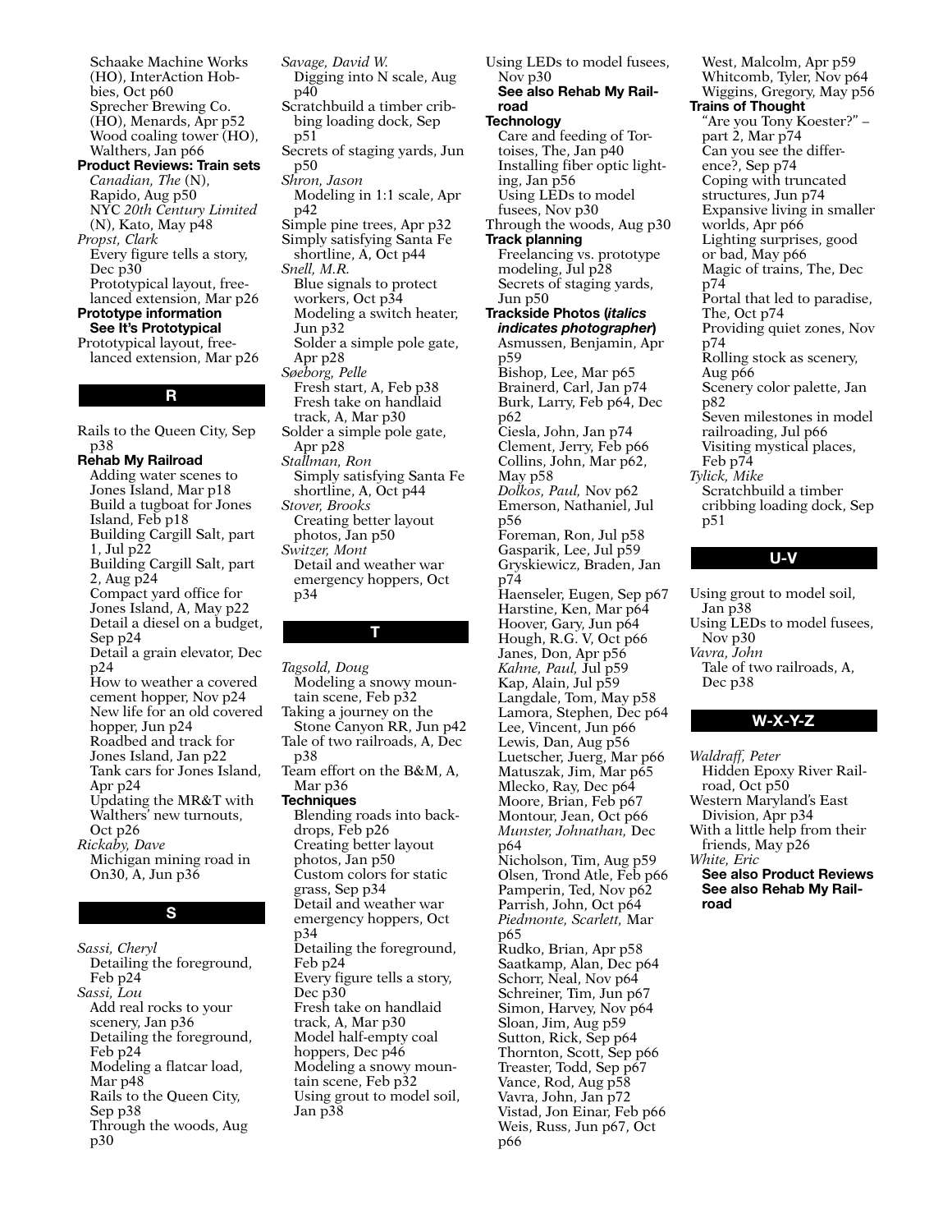Schaake Machine Works (HO), InterAction Hobbies, Oct p60
Sprecher Brewing Co. (HO), Menards, Apr p52
Wood coaling tower (HO), Walthers, Jan p66

**Product Reviews: Train sets**
*Canadian, The* (N), Rapido, Aug p50
NYC *20th Century Limited* (N), Kato, May p48

*Propst, Clark*
Every figure tells a story, Dec p30
Prototypical layout, freelanced extension, Mar p26

**Prototype information**
**See It's Prototypical**

Prototypical layout, freelanced extension, Mar p26

## R

Rails to the Queen City, Sep p38

**Rehab My Railroad**
Adding water scenes to Jones Island, Mar p18
Build a tugboat for Jones Island, Feb p18
Building Cargill Salt, part 1, Jul p22
Building Cargill Salt, part 2, Aug p24
Compact yard office for Jones Island, A, May p22
Detail a diesel on a budget, Sep p24
Detail a grain elevator, Dec p24
How to weather a covered cement hopper, Nov p24
New life for an old covered hopper, Jun p24
Roadbed and track for Jones Island, Jan p22
Tank cars for Jones Island, Apr p24
Updating the MR&T with Walthers' new turnouts, Oct p26

*Rickaby, Dave*
Michigan mining road in On30, A, Jun p36

## S

*Sassi, Cheryl*
Detailing the foreground, Feb p24

*Sassi, Lou*
Add real rocks to your scenery, Jan p36
Detailing the foreground, Feb p24
Modeling a flatcar load, Mar p48
Rails to the Queen City, Sep p38
Through the woods, Aug p30

*Savage, David W.*
Digging into N scale, Aug p40

Scratchbuild a timber cribbing loading dock, Sep p51
Secrets of staging yards, Jun p50

*Shron, Jason*
Modeling in 1:1 scale, Apr p42

Simple pine trees, Apr p32
Simply satisfying Santa Fe shortline, A, Oct p44

*Snell, M.R.*
Blue signals to protect workers, Oct p34
Modeling a switch heater, Jun p32
Solder a simple pole gate, Apr p28

*Søeborg, Pelle*
Fresh start, A, Feb p38
Fresh take on handlaid track, A, Mar p30

Solder a simple pole gate, Apr p28

*Stallman, Ron*
Simply satisfying Santa Fe shortline, A, Oct p44

*Stover, Brooks*
Creating better layout photos, Jan p50

*Switzer, Mont*
Detail and weather war emergency hoppers, Oct p34

## T

*Tagsold, Doug*
Modeling a snowy mountain scene, Feb p32

Taking a journey on the Stone Canyon RR, Jun p42
Tale of two railroads, A, Dec p38
Team effort on the B&M, A, Mar p36

**Techniques**
Blending roads into backdrops, Feb p26
Creating better layout photos, Jan p50
Custom colors for static grass, Sep p34
Detail and weather war emergency hoppers, Oct p34
Detailing the foreground, Feb p24
Every figure tells a story, Dec p30
Fresh take on handlaid track, A, Mar p30
Model half-empty coal hoppers, Dec p46
Modeling a snowy mountain scene, Feb p32
Using grout to model soil, Jan p38
Using LEDs to model fusees, Nov p30
**See also Rehab My Railroad**

**Technology**
Care and feeding of Tortoises, The, Jan p40
Installing fiber optic lighting, Jan p56
Using LEDs to model fusees, Nov p30

Through the woods, Aug p30

**Track planning**
Freelancing vs. prototype modeling, Jul p28
Secrets of staging yards, Jun p50

**Trackside Photos (*italics indicates photographer*)**
Asmussen, Benjamin, Apr p59
Bishop, Lee, Mar p65
Brainerd, Carl, Jan p74
Burk, Larry, Feb p64, Dec p62
Ciesla, John, Jan p74
Clement, Jerry, Feb p66
Collins, John, Mar p62, May p58
*Dolkos, Paul,* Nov p62
Emerson, Nathaniel, Jul p56
Foreman, Ron, Jul p58
Gasparik, Lee, Jul p59
Gryskiewicz, Braden, Jan p74
Haenseler, Eugen, Sep p67
Harstine, Ken, Mar p64
Hoover, Gary, Jun p64
Hough, R.G. V, Oct p66
Janes, Don, Apr p56
*Kahne, Paul,* Jul p59
Kap, Alain, Jul p59
Langdale, Tom, May p58
Lamora, Stephen, Dec p64
Lee, Vincent, Jun p66
Lewis, Dan, Aug p56
Luetscher, Juerg, Mar p66
Matuszak, Jim, Mar p65
Mlecko, Ray, Dec p64
Moore, Brian, Feb p67
Montour, Jean, Oct p66
*Munster, Johnathan,* Dec p64
Nicholson, Tim, Aug p59
Olsen, Trond Atle, Feb p66
Pamperin, Ted, Nov p62
Parrish, John, Oct p64
*Piedmonte, Scarlett,* Mar p65
Rudko, Brian, Apr p58
Saatkamp, Alan, Dec p64
Schorr, Neal, Nov p64
Schreiner, Tim, Jun p67
Simon, Harvey, Nov p64
Sloan, Jim, Aug p59
Sutton, Rick, Sep p64
Thornton, Scott, Sep p66
Treaster, Todd, Sep p67
Vance, Rod, Aug p58
Vavra, John, Jan p72
Vistad, Jon Einar, Feb p66
Weis, Russ, Jun p67, Oct p66
West, Malcolm, Apr p59
Whitcomb, Tyler, Nov p64
Wiggins, Gregory, May p56

**Trains of Thought**
"Are you Tony Koester?" – part 2, Mar p74
Can you see the difference?, Sep p74
Coping with truncated structures, Jun p74
Expansive living in smaller worlds, Apr p66
Lighting surprises, good or bad, May p66
Magic of trains, The, Dec p74
Portal that led to paradise, The, Oct p74
Providing quiet zones, Nov p74
Rolling stock as scenery, Aug p66
Scenery color palette, Jan p82
Seven milestones in model railroading, Jul p66
Visiting mystical places, Feb p74

*Tylick, Mike*
Scratchbuild a timber cribbing loading dock, Sep p51

## U-V

Using grout to model soil, Jan p38
Using LEDs to model fusees, Nov p30

*Vavra, John*
Tale of two railroads, A, Dec p38

## W-X-Y-Z

*Waldraff, Peter*
Hidden Epoxy River Railroad, Oct p50

Western Maryland's East Division, Apr p34
With a little help from their friends, May p26

*White, Eric*
**See also Product Reviews**
**See also Rehab My Railroad**